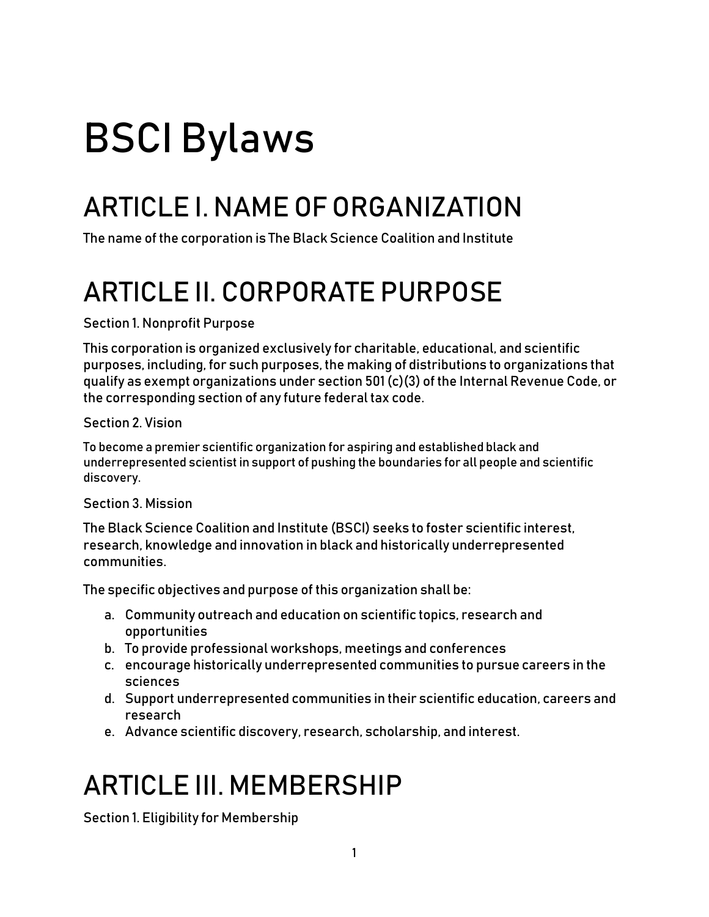# BSCI Bylaws

## ARTICLE I. NAME OF ORGANIZATION

The name of the corporation is The Black Science Coalition and Institute

## ARTICLE II. CORPORATE PURPOSE

Section 1. Nonprofit Purpose

This corporation is organized exclusively for charitable, educational, and scientific purposes, including, for such purposes, the making of distributions to organizations that qualify as exempt organizations under section 501 (c)(3) of the Internal Revenue Code, or the corresponding section of any future federal tax code.

Section 2. Vision

To become a premier scientific organization for aspiring and established black and underrepresented scientist in support of pushing the boundaries for all people and scientific discovery.

Section 3. Mission

The Black Science Coalition and Institute (BSCI) seeks to foster scientific interest, research, knowledge and innovation in black and historically underrepresented communities.

The specific objectives and purpose of this organization shall be:

a. Community outreach and education on scientific topics, research and opportunities
b. To provide professional workshops, meetings and conferences
c. encourage historically underrepresented communities to pursue careers in the sciences
d. Support underrepresented communities in their scientific education, careers and research
e. Advance scientific discovery, research, scholarship, and interest.

## ARTICLE III. MEMBERSHIP

Section 1. Eligibility for Membership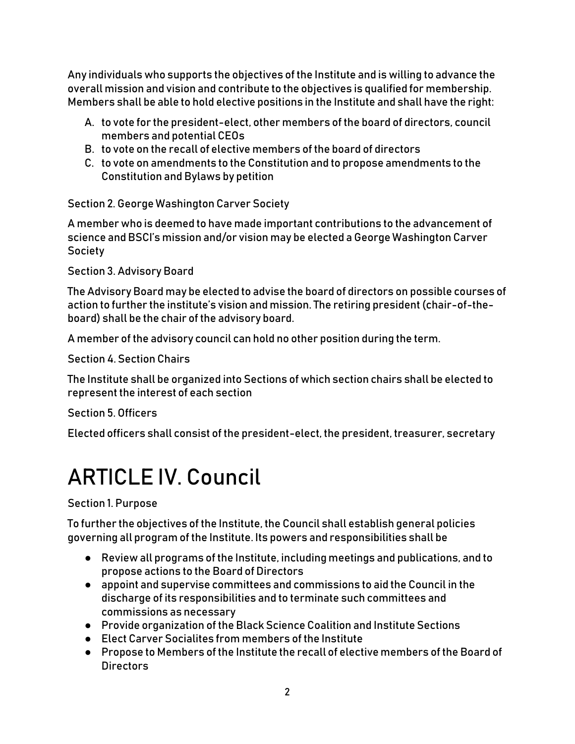Any individuals who supports the objectives of the Institute and is willing to advance the overall mission and vision and contribute to the objectives is qualified for membership. Members shall be able to hold elective positions in the Institute and shall have the right:

A. to vote for the president-elect, other members of the board of directors, council members and potential CEOs
B. to vote on the recall of elective members of the board of directors
C. to vote on amendments to the Constitution and to propose amendments to the Constitution and Bylaws by petition

Section 2. George Washington Carver Society

A member who is deemed to have made important contributions to the advancement of science and BSCI's mission and/or vision may be elected a George Washington Carver Society

Section 3. Advisory Board

The Advisory Board may be elected to advise the board of directors on possible courses of action to further the institute's vision and mission. The retiring president (chair-of-the-board) shall be the chair of the advisory board.

A member of the advisory council can hold no other position during the term.

Section 4. Section Chairs

The Institute shall be organized into Sections of which section chairs shall be elected to represent the interest of each section

Section 5. Officers

Elected officers shall consist of the president-elect, the president, treasurer, secretary

# ARTICLE IV. Council

Section 1. Purpose

To further the objectives of the Institute, the Council shall establish general policies governing all program of the Institute. Its powers and responsibilities shall be

- Review all programs of the Institute, including meetings and publications, and to propose actions to the Board of Directors
- appoint and supervise committees and commissions to aid the Council in the discharge of its responsibilities and to terminate such committees and commissions as necessary
- Provide organization of the Black Science Coalition and Institute Sections
- Elect Carver Socialites from members of the Institute
- Propose to Members of the Institute the recall of elective members of the Board of Directors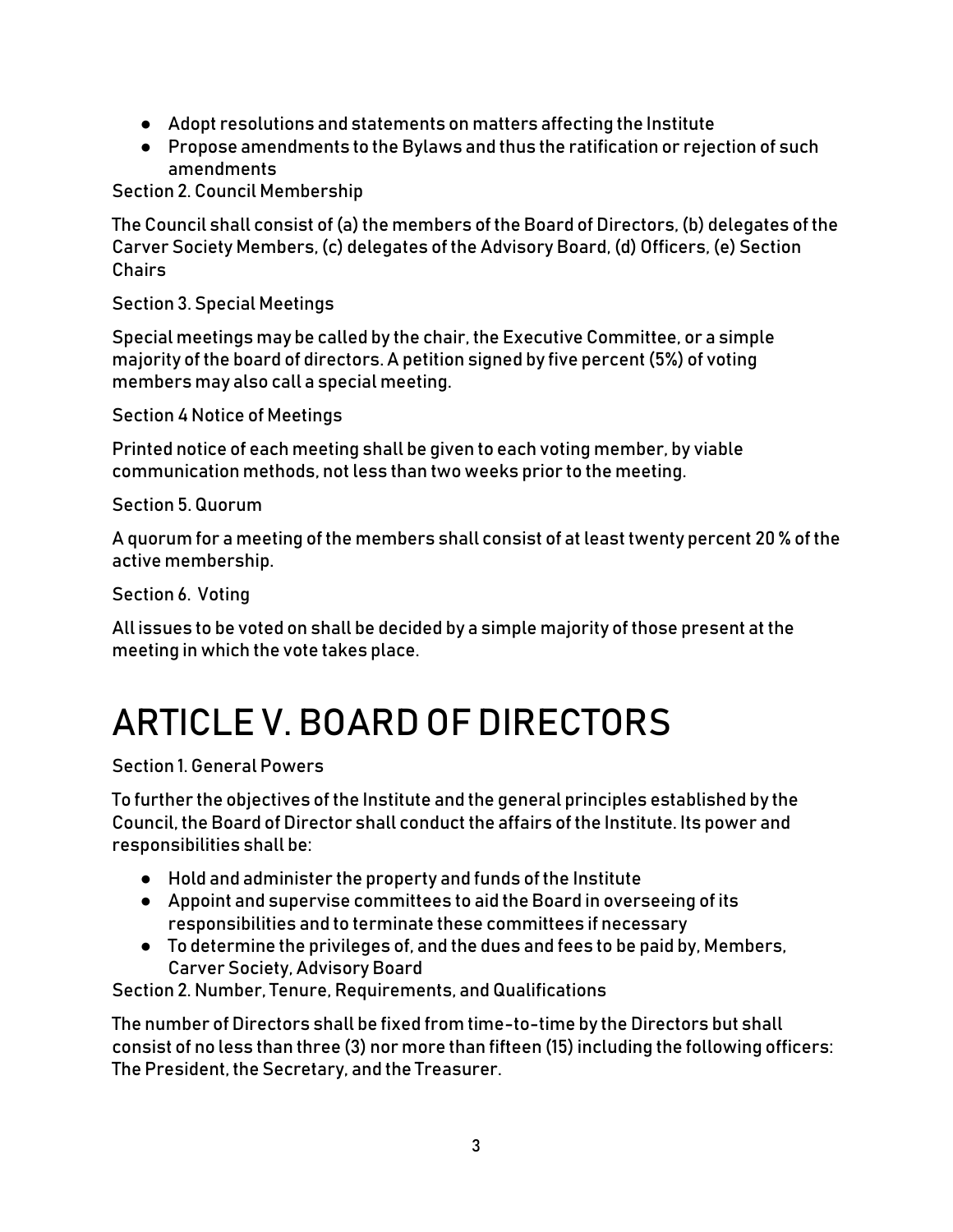- Adopt resolutions and statements on matters affecting the Institute
- Propose amendments to the Bylaws and thus the ratification or rejection of such amendments

Section 2. Council Membership

The Council shall consist of (a) the members of the Board of Directors, (b) delegates of the Carver Society Members, (c) delegates of the Advisory Board, (d) Officers, (e) Section Chairs

Section 3. Special Meetings

Special meetings may be called by the chair, the Executive Committee, or a simple majority of the board of directors. A petition signed by five percent (5%) of voting members may also call a special meeting.

Section 4 Notice of Meetings

Printed notice of each meeting shall be given to each voting member, by viable communication methods, not less than two weeks prior to the meeting.

Section 5. Quorum

A quorum for a meeting of the members shall consist of at least twenty percent 20 % of the active membership.

Section 6. Voting

All issues to be voted on shall be decided by a simple majority of those present at the meeting in which the vote takes place.

# ARTICLE V. BOARD OF DIRECTORS

Section 1. General Powers

To further the objectives of the Institute and the general principles established by the Council, the Board of Director shall conduct the affairs of the Institute. Its power and responsibilities shall be:

- Hold and administer the property and funds of the Institute
- Appoint and supervise committees to aid the Board in overseeing of its responsibilities and to terminate these committees if necessary
- To determine the privileges of, and the dues and fees to be paid by, Members, Carver Society, Advisory Board

Section 2. Number, Tenure, Requirements, and Qualifications

The number of Directors shall be fixed from time-to-time by the Directors but shall consist of no less than three (3) nor more than fifteen (15) including the following officers: The President, the Secretary, and the Treasurer.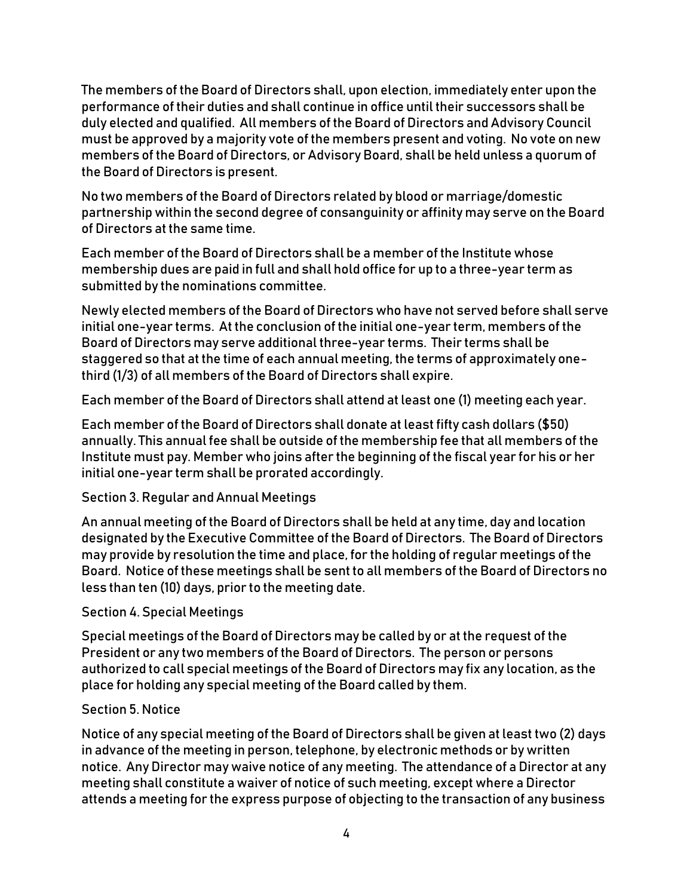The members of the Board of Directors shall, upon election, immediately enter upon the performance of their duties and shall continue in office until their successors shall be duly elected and qualified. All members of the Board of Directors and Advisory Council must be approved by a majority vote of the members present and voting. No vote on new members of the Board of Directors, or Advisory Board, shall be held unless a quorum of the Board of Directors is present.

No two members of the Board of Directors related by blood or marriage/domestic partnership within the second degree of consanguinity or affinity may serve on the Board of Directors at the same time.

Each member of the Board of Directors shall be a member of the Institute whose membership dues are paid in full and shall hold office for up to a three-year term as submitted by the nominations committee.

Newly elected members of the Board of Directors who have not served before shall serve initial one-year terms. At the conclusion of the initial one-year term, members of the Board of Directors may serve additional three-year terms. Their terms shall be staggered so that at the time of each annual meeting, the terms of approximately one-third (1/3) of all members of the Board of Directors shall expire.

Each member of the Board of Directors shall attend at least one (1) meeting each year.

Each member of the Board of Directors shall donate at least fifty cash dollars ($50) annually. This annual fee shall be outside of the membership fee that all members of the Institute must pay. Member who joins after the beginning of the fiscal year for his or her initial one-year term shall be prorated accordingly.

Section 3. Regular and Annual Meetings

An annual meeting of the Board of Directors shall be held at any time, day and location designated by the Executive Committee of the Board of Directors. The Board of Directors may provide by resolution the time and place, for the holding of regular meetings of the Board. Notice of these meetings shall be sent to all members of the Board of Directors no less than ten (10) days, prior to the meeting date.

Section 4. Special Meetings

Special meetings of the Board of Directors may be called by or at the request of the President or any two members of the Board of Directors. The person or persons authorized to call special meetings of the Board of Directors may fix any location, as the place for holding any special meeting of the Board called by them.

Section 5. Notice

Notice of any special meeting of the Board of Directors shall be given at least two (2) days in advance of the meeting in person, telephone, by electronic methods or by written notice. Any Director may waive notice of any meeting. The attendance of a Director at any meeting shall constitute a waiver of notice of such meeting, except where a Director attends a meeting for the express purpose of objecting to the transaction of any business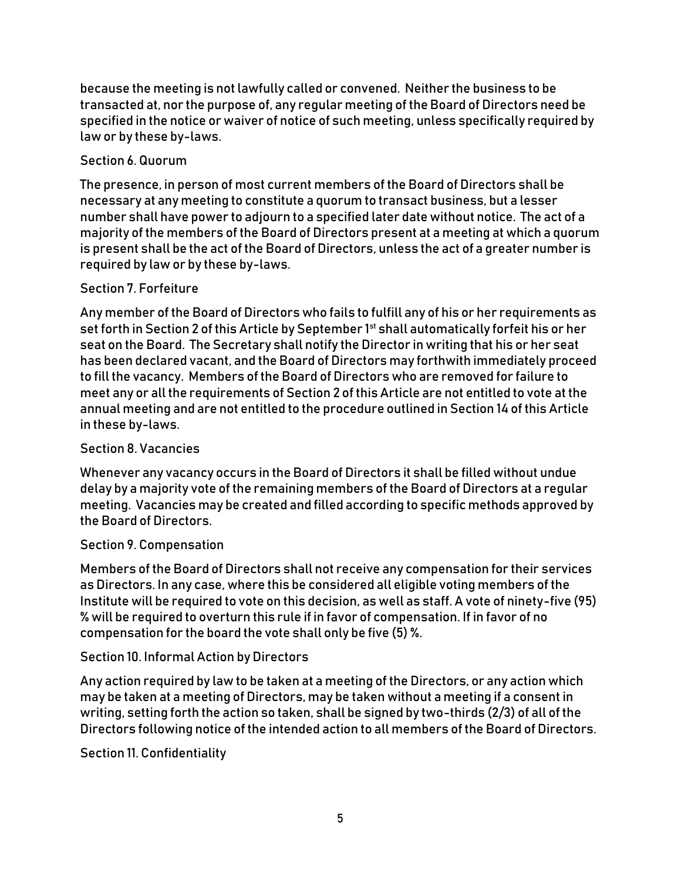because the meeting is not lawfully called or convened. Neither the business to be transacted at, nor the purpose of, any regular meeting of the Board of Directors need be specified in the notice or waiver of notice of such meeting, unless specifically required by law or by these by-laws.

Section 6. Quorum

The presence, in person of most current members of the Board of Directors shall be necessary at any meeting to constitute a quorum to transact business, but a lesser number shall have power to adjourn to a specified later date without notice. The act of a majority of the members of the Board of Directors present at a meeting at which a quorum is present shall be the act of the Board of Directors, unless the act of a greater number is required by law or by these by-laws.

Section 7. Forfeiture

Any member of the Board of Directors who fails to fulfill any of his or her requirements as set forth in Section 2 of this Article by September 1st shall automatically forfeit his or her seat on the Board. The Secretary shall notify the Director in writing that his or her seat has been declared vacant, and the Board of Directors may forthwith immediately proceed to fill the vacancy. Members of the Board of Directors who are removed for failure to meet any or all the requirements of Section 2 of this Article are not entitled to vote at the annual meeting and are not entitled to the procedure outlined in Section 14 of this Article in these by-laws.

Section 8. Vacancies

Whenever any vacancy occurs in the Board of Directors it shall be filled without undue delay by a majority vote of the remaining members of the Board of Directors at a regular meeting. Vacancies may be created and filled according to specific methods approved by the Board of Directors.

Section 9. Compensation

Members of the Board of Directors shall not receive any compensation for their services as Directors. In any case, where this be considered all eligible voting members of the Institute will be required to vote on this decision, as well as staff. A vote of ninety-five (95) % will be required to overturn this rule if in favor of compensation. If in favor of no compensation for the board the vote shall only be five (5) %.

Section 10. Informal Action by Directors

Any action required by law to be taken at a meeting of the Directors, or any action which may be taken at a meeting of Directors, may be taken without a meeting if a consent in writing, setting forth the action so taken, shall be signed by two-thirds (2/3) of all of the Directors following notice of the intended action to all members of the Board of Directors.

Section 11. Confidentiality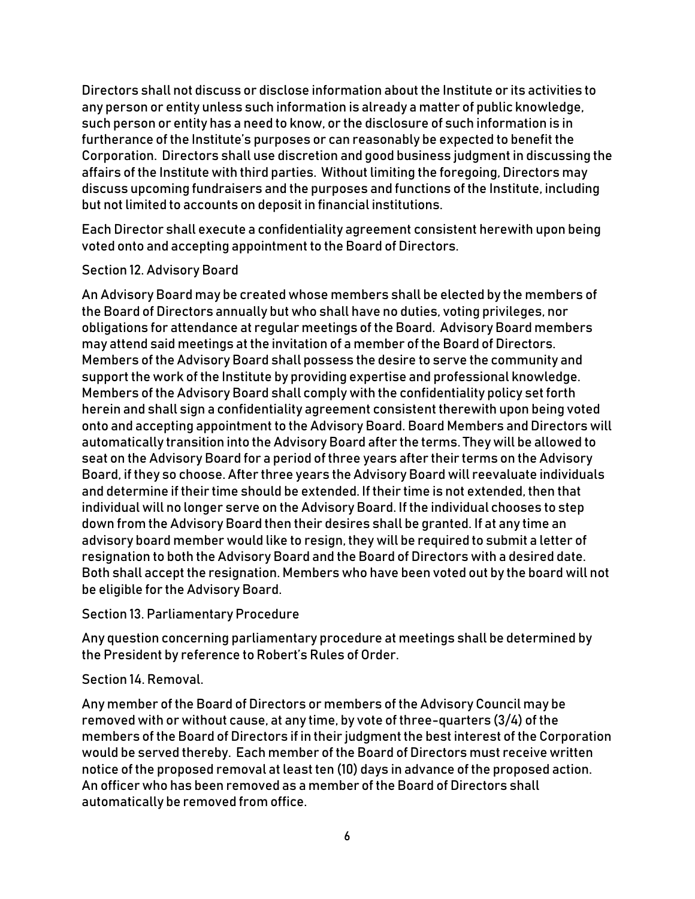Directors shall not discuss or disclose information about the Institute or its activities to any person or entity unless such information is already a matter of public knowledge, such person or entity has a need to know, or the disclosure of such information is in furtherance of the Institute's purposes or can reasonably be expected to benefit the Corporation. Directors shall use discretion and good business judgment in discussing the affairs of the Institute with third parties. Without limiting the foregoing, Directors may discuss upcoming fundraisers and the purposes and functions of the Institute, including but not limited to accounts on deposit in financial institutions.

Each Director shall execute a confidentiality agreement consistent herewith upon being voted onto and accepting appointment to the Board of Directors.

Section 12. Advisory Board

An Advisory Board may be created whose members shall be elected by the members of the Board of Directors annually but who shall have no duties, voting privileges, nor obligations for attendance at regular meetings of the Board. Advisory Board members may attend said meetings at the invitation of a member of the Board of Directors. Members of the Advisory Board shall possess the desire to serve the community and support the work of the Institute by providing expertise and professional knowledge. Members of the Advisory Board shall comply with the confidentiality policy set forth herein and shall sign a confidentiality agreement consistent therewith upon being voted onto and accepting appointment to the Advisory Board. Board Members and Directors will automatically transition into the Advisory Board after the terms. They will be allowed to seat on the Advisory Board for a period of three years after their terms on the Advisory Board, if they so choose. After three years the Advisory Board will reevaluate individuals and determine if their time should be extended. If their time is not extended, then that individual will no longer serve on the Advisory Board. If the individual chooses to step down from the Advisory Board then their desires shall be granted. If at any time an advisory board member would like to resign, they will be required to submit a letter of resignation to both the Advisory Board and the Board of Directors with a desired date. Both shall accept the resignation. Members who have been voted out by the board will not be eligible for the Advisory Board.

Section 13. Parliamentary Procedure

Any question concerning parliamentary procedure at meetings shall be determined by the President by reference to Robert's Rules of Order.

Section 14. Removal.

Any member of the Board of Directors or members of the Advisory Council may be removed with or without cause, at any time, by vote of three-quarters (3/4) of the members of the Board of Directors if in their judgment the best interest of the Corporation would be served thereby. Each member of the Board of Directors must receive written notice of the proposed removal at least ten (10) days in advance of the proposed action. An officer who has been removed as a member of the Board of Directors shall automatically be removed from office.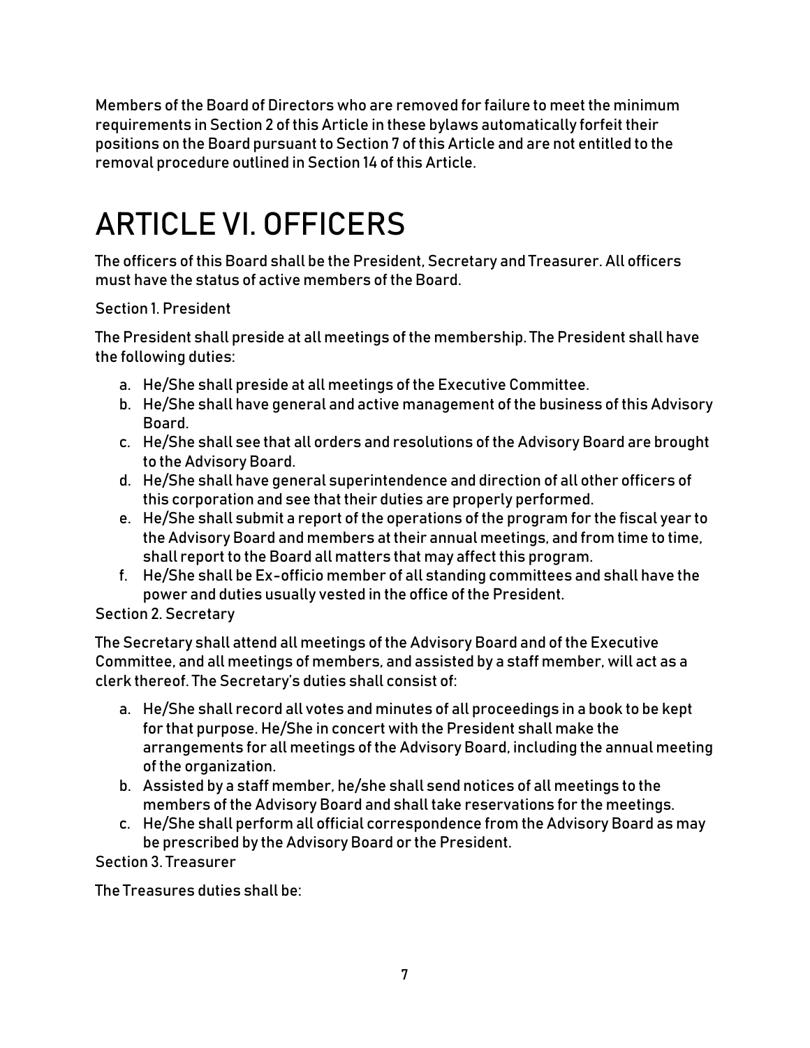Members of the Board of Directors who are removed for failure to meet the minimum requirements in Section 2 of this Article in these bylaws automatically forfeit their positions on the Board pursuant to Section 7 of this Article and are not entitled to the removal procedure outlined in Section 14 of this Article.

# ARTICLE VI. OFFICERS

The officers of this Board shall be the President, Secretary and Treasurer. All officers must have the status of active members of the Board.

Section 1. President

The President shall preside at all meetings of the membership. The President shall have the following duties:

a. He/She shall preside at all meetings of the Executive Committee.
b. He/She shall have general and active management of the business of this Advisory Board.
c. He/She shall see that all orders and resolutions of the Advisory Board are brought to the Advisory Board.
d. He/She shall have general superintendence and direction of all other officers of this corporation and see that their duties are properly performed.
e. He/She shall submit a report of the operations of the program for the fiscal year to the Advisory Board and members at their annual meetings, and from time to time, shall report to the Board all matters that may affect this program.
f. He/She shall be Ex-officio member of all standing committees and shall have the power and duties usually vested in the office of the President.

Section 2. Secretary

The Secretary shall attend all meetings of the Advisory Board and of the Executive Committee, and all meetings of members, and assisted by a staff member, will act as a clerk thereof. The Secretary's duties shall consist of:

a. He/She shall record all votes and minutes of all proceedings in a book to be kept for that purpose. He/She in concert with the President shall make the arrangements for all meetings of the Advisory Board, including the annual meeting of the organization.
b. Assisted by a staff member, he/she shall send notices of all meetings to the members of the Advisory Board and shall take reservations for the meetings.
c. He/She shall perform all official correspondence from the Advisory Board as may be prescribed by the Advisory Board or the President.

Section 3. Treasurer

The Treasures duties shall be: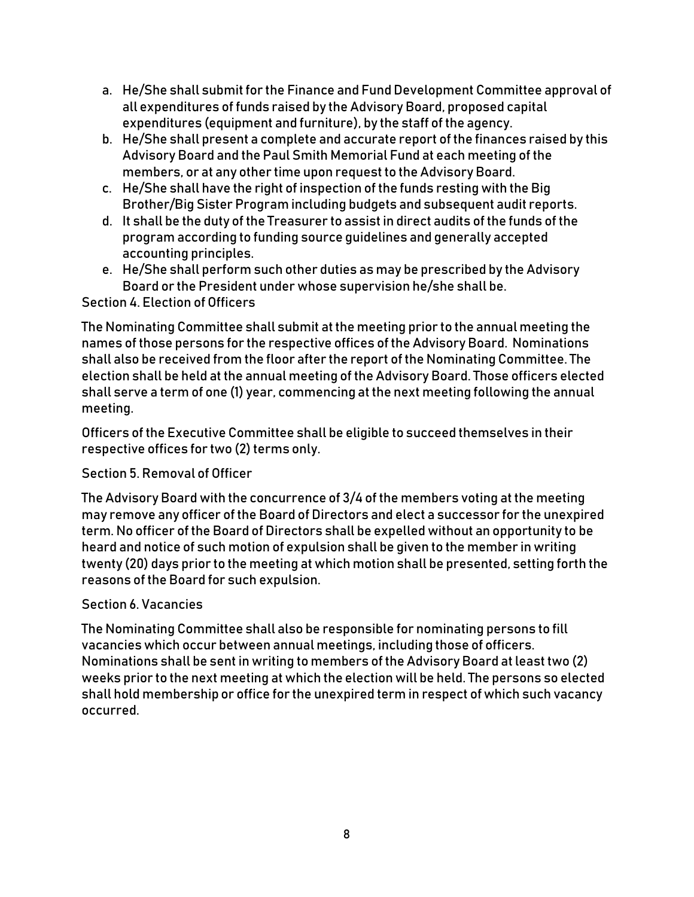a. He/She shall submit for the Finance and Fund Development Committee approval of all expenditures of funds raised by the Advisory Board, proposed capital expenditures (equipment and furniture), by the staff of the agency.
b. He/She shall present a complete and accurate report of the finances raised by this Advisory Board and the Paul Smith Memorial Fund at each meeting of the members, or at any other time upon request to the Advisory Board.
c. He/She shall have the right of inspection of the funds resting with the Big Brother/Big Sister Program including budgets and subsequent audit reports.
d. It shall be the duty of the Treasurer to assist in direct audits of the funds of the program according to funding source guidelines and generally accepted accounting principles.
e. He/She shall perform such other duties as may be prescribed by the Advisory Board or the President under whose supervision he/she shall be.

Section 4. Election of Officers

The Nominating Committee shall submit at the meeting prior to the annual meeting the names of those persons for the respective offices of the Advisory Board. Nominations shall also be received from the floor after the report of the Nominating Committee. The election shall be held at the annual meeting of the Advisory Board. Those officers elected shall serve a term of one (1) year, commencing at the next meeting following the annual meeting.

Officers of the Executive Committee shall be eligible to succeed themselves in their respective offices for two (2) terms only.

Section 5. Removal of Officer

The Advisory Board with the concurrence of 3/4 of the members voting at the meeting may remove any officer of the Board of Directors and elect a successor for the unexpired term. No officer of the Board of Directors shall be expelled without an opportunity to be heard and notice of such motion of expulsion shall be given to the member in writing twenty (20) days prior to the meeting at which motion shall be presented, setting forth the reasons of the Board for such expulsion.

Section 6. Vacancies

The Nominating Committee shall also be responsible for nominating persons to fill vacancies which occur between annual meetings, including those of officers. Nominations shall be sent in writing to members of the Advisory Board at least two (2) weeks prior to the next meeting at which the election will be held. The persons so elected shall hold membership or office for the unexpired term in respect of which such vacancy occurred.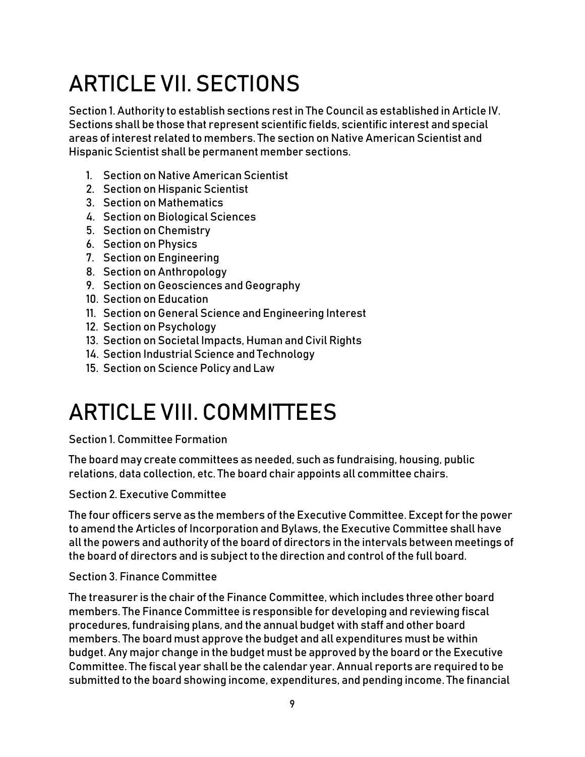# ARTICLE VII. SECTIONS

Section 1. Authority to establish sections rest in The Council as established in Article IV. Sections shall be those that represent scientific fields, scientific interest and special areas of interest related to members. The section on Native American Scientist and Hispanic Scientist shall be permanent member sections.

1. Section on Native American Scientist
2. Section on Hispanic Scientist
3. Section on Mathematics
4. Section on Biological Sciences
5. Section on Chemistry
6. Section on Physics
7. Section on Engineering
8. Section on Anthropology
9. Section on Geosciences and Geography
10. Section on Education
11. Section on General Science and Engineering Interest
12. Section on Psychology
13. Section on Societal Impacts, Human and Civil Rights
14. Section Industrial Science and Technology
15. Section on Science Policy and Law

# ARTICLE VIII. COMMITTEES

Section 1. Committee Formation

The board may create committees as needed, such as fundraising, housing, public relations, data collection, etc. The board chair appoints all committee chairs.

Section 2. Executive Committee

The four officers serve as the members of the Executive Committee. Except for the power to amend the Articles of Incorporation and Bylaws, the Executive Committee shall have all the powers and authority of the board of directors in the intervals between meetings of the board of directors and is subject to the direction and control of the full board.

Section 3. Finance Committee

The treasurer is the chair of the Finance Committee, which includes three other board members. The Finance Committee is responsible for developing and reviewing fiscal procedures, fundraising plans, and the annual budget with staff and other board members. The board must approve the budget and all expenditures must be within budget. Any major change in the budget must be approved by the board or the Executive Committee. The fiscal year shall be the calendar year. Annual reports are required to be submitted to the board showing income, expenditures, and pending income. The financial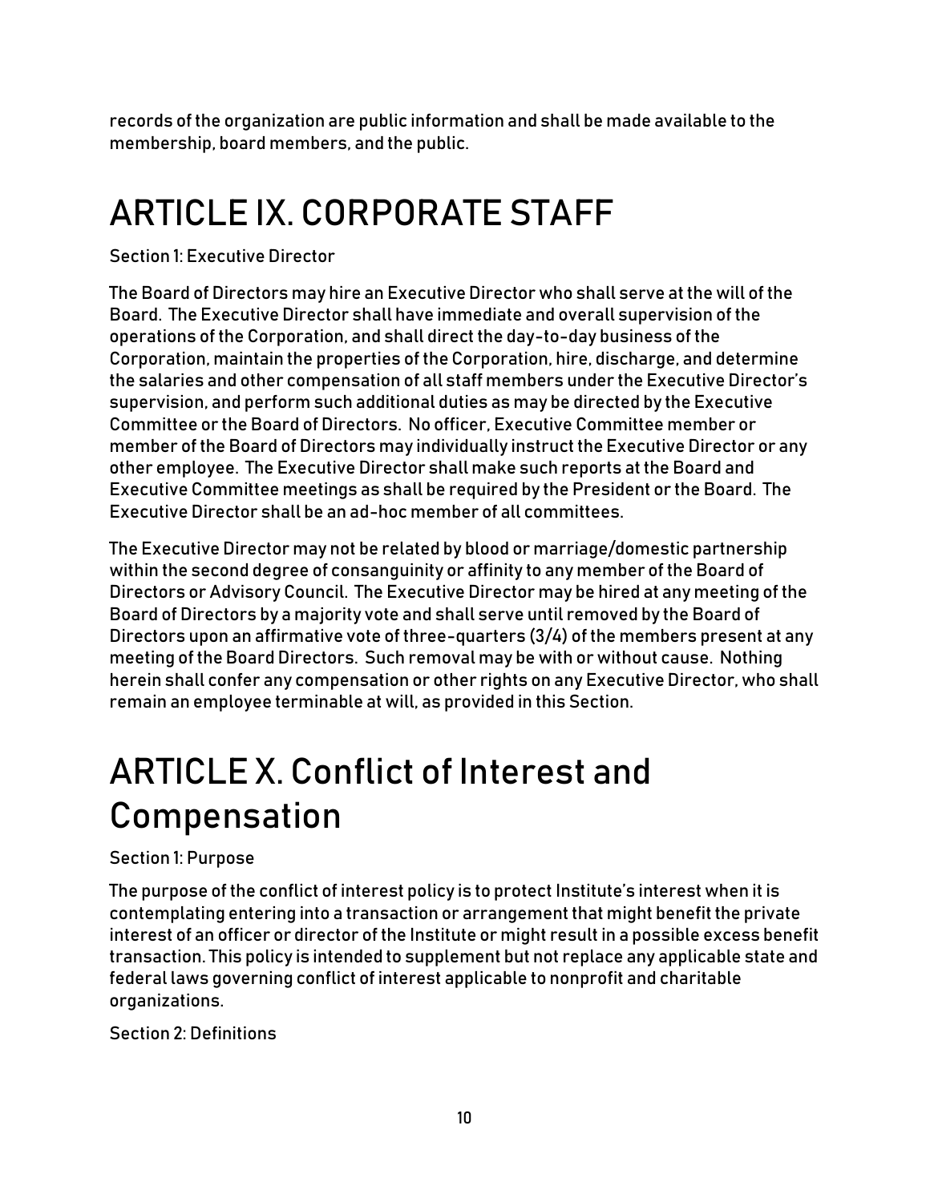records of the organization are public information and shall be made available to the membership, board members, and the public.

# ARTICLE IX. CORPORATE STAFF

Section 1: Executive Director

The Board of Directors may hire an Executive Director who shall serve at the will of the Board. The Executive Director shall have immediate and overall supervision of the operations of the Corporation, and shall direct the day-to-day business of the Corporation, maintain the properties of the Corporation, hire, discharge, and determine the salaries and other compensation of all staff members under the Executive Director's supervision, and perform such additional duties as may be directed by the Executive Committee or the Board of Directors. No officer, Executive Committee member or member of the Board of Directors may individually instruct the Executive Director or any other employee. The Executive Director shall make such reports at the Board and Executive Committee meetings as shall be required by the President or the Board. The Executive Director shall be an ad-hoc member of all committees.

The Executive Director may not be related by blood or marriage/domestic partnership within the second degree of consanguinity or affinity to any member of the Board of Directors or Advisory Council. The Executive Director may be hired at any meeting of the Board of Directors by a majority vote and shall serve until removed by the Board of Directors upon an affirmative vote of three-quarters (3/4) of the members present at any meeting of the Board Directors. Such removal may be with or without cause. Nothing herein shall confer any compensation or other rights on any Executive Director, who shall remain an employee terminable at will, as provided in this Section.

# ARTICLE X. Conflict of Interest and Compensation

Section 1: Purpose

The purpose of the conflict of interest policy is to protect Institute's interest when it is contemplating entering into a transaction or arrangement that might benefit the private interest of an officer or director of the Institute or might result in a possible excess benefit transaction. This policy is intended to supplement but not replace any applicable state and federal laws governing conflict of interest applicable to nonprofit and charitable organizations.

Section 2: Definitions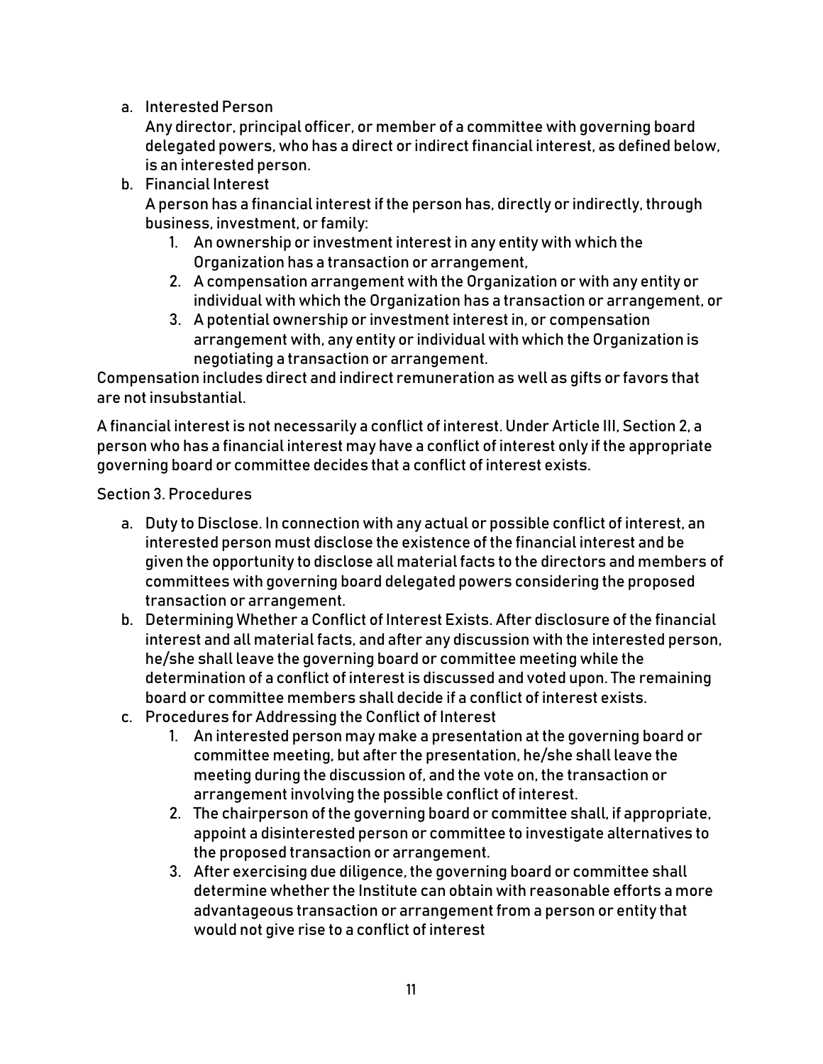a. Interested Person

   Any director, principal officer, or member of a committee with governing board delegated powers, who has a direct or indirect financial interest, as defined below, is an interested person.

b. Financial Interest

   A person has a financial interest if the person has, directly or indirectly, through business, investment, or family:

   1. An ownership or investment interest in any entity with which the Organization has a transaction or arrangement,
   2. A compensation arrangement with the Organization or with any entity or individual with which the Organization has a transaction or arrangement, or
   3. A potential ownership or investment interest in, or compensation arrangement with, any entity or individual with which the Organization is negotiating a transaction or arrangement.

Compensation includes direct and indirect remuneration as well as gifts or favors that are not insubstantial.

A financial interest is not necessarily a conflict of interest. Under Article III, Section 2, a person who has a financial interest may have a conflict of interest only if the appropriate governing board or committee decides that a conflict of interest exists.

Section 3. Procedures

a. Duty to Disclose. In connection with any actual or possible conflict of interest, an interested person must disclose the existence of the financial interest and be given the opportunity to disclose all material facts to the directors and members of committees with governing board delegated powers considering the proposed transaction or arrangement.
b. Determining Whether a Conflict of Interest Exists. After disclosure of the financial interest and all material facts, and after any discussion with the interested person, he/she shall leave the governing board or committee meeting while the determination of a conflict of interest is discussed and voted upon. The remaining board or committee members shall decide if a conflict of interest exists.
c. Procedures for Addressing the Conflict of Interest
   1. An interested person may make a presentation at the governing board or committee meeting, but after the presentation, he/she shall leave the meeting during the discussion of, and the vote on, the transaction or arrangement involving the possible conflict of interest.
   2. The chairperson of the governing board or committee shall, if appropriate, appoint a disinterested person or committee to investigate alternatives to the proposed transaction or arrangement.
   3. After exercising due diligence, the governing board or committee shall determine whether the Institute can obtain with reasonable efforts a more advantageous transaction or arrangement from a person or entity that would not give rise to a conflict of interest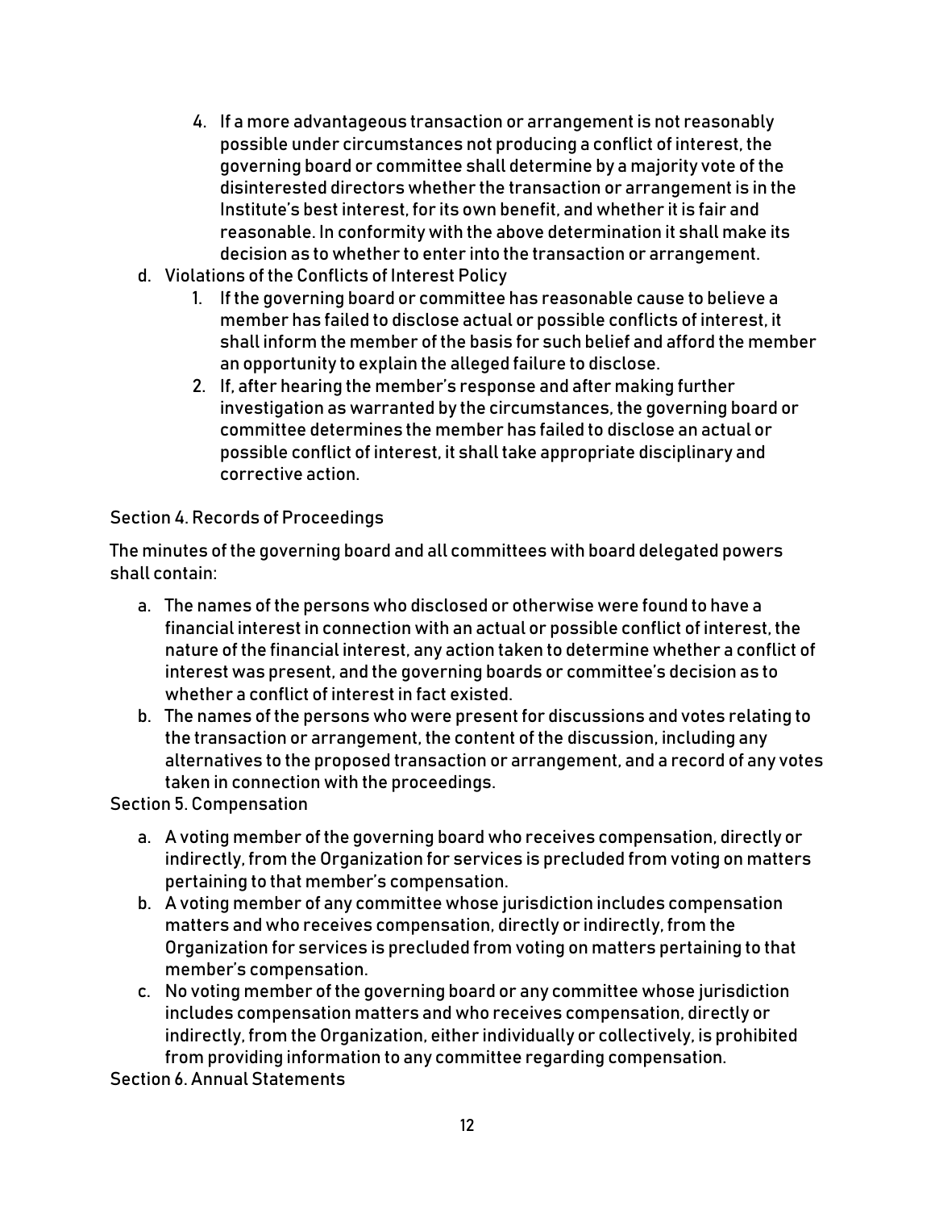4. If a more advantageous transaction or arrangement is not reasonably possible under circumstances not producing a conflict of interest, the governing board or committee shall determine by a majority vote of the disinterested directors whether the transaction or arrangement is in the Institute's best interest, for its own benefit, and whether it is fair and reasonable. In conformity with the above determination it shall make its decision as to whether to enter into the transaction or arrangement.

d. Violations of the Conflicts of Interest Policy
   1. If the governing board or committee has reasonable cause to believe a member has failed to disclose actual or possible conflicts of interest, it shall inform the member of the basis for such belief and afford the member an opportunity to explain the alleged failure to disclose.
   2. If, after hearing the member's response and after making further investigation as warranted by the circumstances, the governing board or committee determines the member has failed to disclose an actual or possible conflict of interest, it shall take appropriate disciplinary and corrective action.

Section 4. Records of Proceedings

The minutes of the governing board and all committees with board delegated powers shall contain:

a. The names of the persons who disclosed or otherwise were found to have a financial interest in connection with an actual or possible conflict of interest, the nature of the financial interest, any action taken to determine whether a conflict of interest was present, and the governing boards or committee's decision as to whether a conflict of interest in fact existed.
b. The names of the persons who were present for discussions and votes relating to the transaction or arrangement, the content of the discussion, including any alternatives to the proposed transaction or arrangement, and a record of any votes taken in connection with the proceedings.

Section 5. Compensation

a. A voting member of the governing board who receives compensation, directly or indirectly, from the Organization for services is precluded from voting on matters pertaining to that member's compensation.
b. A voting member of any committee whose jurisdiction includes compensation matters and who receives compensation, directly or indirectly, from the Organization for services is precluded from voting on matters pertaining to that member's compensation.
c. No voting member of the governing board or any committee whose jurisdiction includes compensation matters and who receives compensation, directly or indirectly, from the Organization, either individually or collectively, is prohibited from providing information to any committee regarding compensation.

Section 6. Annual Statements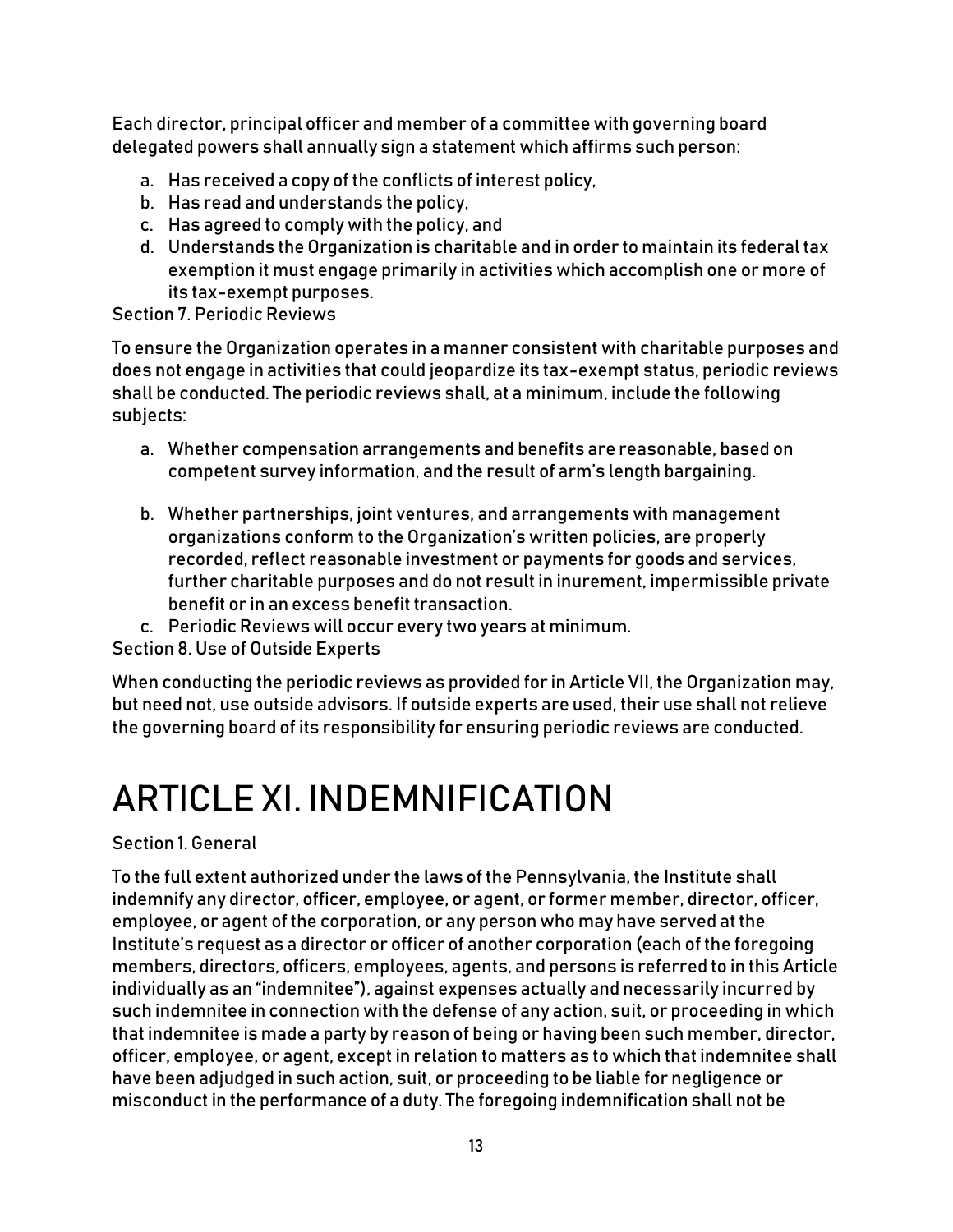Each director, principal officer and member of a committee with governing board delegated powers shall annually sign a statement which affirms such person:

a. Has received a copy of the conflicts of interest policy,
b. Has read and understands the policy,
c. Has agreed to comply with the policy, and
d. Understands the Organization is charitable and in order to maintain its federal tax exemption it must engage primarily in activities which accomplish one or more of its tax-exempt purposes.

Section 7. Periodic Reviews

To ensure the Organization operates in a manner consistent with charitable purposes and does not engage in activities that could jeopardize its tax-exempt status, periodic reviews shall be conducted. The periodic reviews shall, at a minimum, include the following subjects:

a. Whether compensation arrangements and benefits are reasonable, based on competent survey information, and the result of arm's length bargaining.
b. Whether partnerships, joint ventures, and arrangements with management organizations conform to the Organization's written policies, are properly recorded, reflect reasonable investment or payments for goods and services, further charitable purposes and do not result in inurement, impermissible private benefit or in an excess benefit transaction.
c. Periodic Reviews will occur every two years at minimum.

Section 8. Use of Outside Experts

When conducting the periodic reviews as provided for in Article VII, the Organization may, but need not, use outside advisors. If outside experts are used, their use shall not relieve the governing board of its responsibility for ensuring periodic reviews are conducted.

# ARTICLE XI. INDEMNIFICATION

Section 1. General

To the full extent authorized under the laws of the Pennsylvania, the Institute shall indemnify any director, officer, employee, or agent, or former member, director, officer, employee, or agent of the corporation, or any person who may have served at the Institute's request as a director or officer of another corporation (each of the foregoing members, directors, officers, employees, agents, and persons is referred to in this Article individually as an "indemnitee"), against expenses actually and necessarily incurred by such indemnitee in connection with the defense of any action, suit, or proceeding in which that indemnitee is made a party by reason of being or having been such member, director, officer, employee, or agent, except in relation to matters as to which that indemnitee shall have been adjudged in such action, suit, or proceeding to be liable for negligence or misconduct in the performance of a duty. The foregoing indemnification shall not be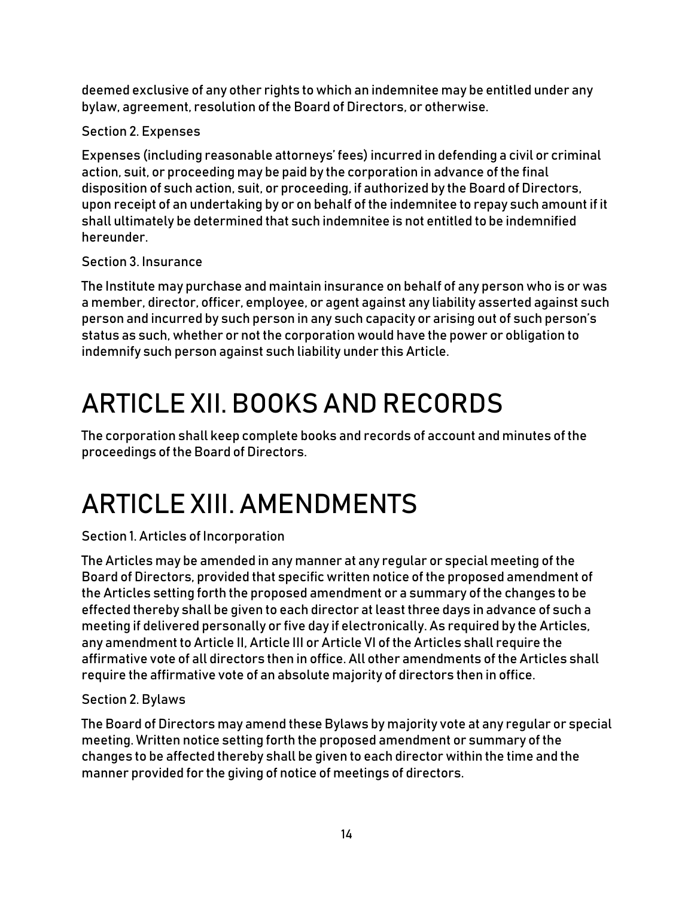deemed exclusive of any other rights to which an indemnitee may be entitled under any bylaw, agreement, resolution of the Board of Directors, or otherwise.

Section 2. Expenses

Expenses (including reasonable attorneys' fees) incurred in defending a civil or criminal action, suit, or proceeding may be paid by the corporation in advance of the final disposition of such action, suit, or proceeding, if authorized by the Board of Directors, upon receipt of an undertaking by or on behalf of the indemnitee to repay such amount if it shall ultimately be determined that such indemnitee is not entitled to be indemnified hereunder.

Section 3. Insurance

The Institute may purchase and maintain insurance on behalf of any person who is or was a member, director, officer, employee, or agent against any liability asserted against such person and incurred by such person in any such capacity or arising out of such person's status as such, whether or not the corporation would have the power or obligation to indemnify such person against such liability under this Article.

# ARTICLE XII. BOOKS AND RECORDS

The corporation shall keep complete books and records of account and minutes of the proceedings of the Board of Directors.

# ARTICLE XIII. AMENDMENTS

Section 1. Articles of Incorporation

The Articles may be amended in any manner at any regular or special meeting of the Board of Directors, provided that specific written notice of the proposed amendment of the Articles setting forth the proposed amendment or a summary of the changes to be effected thereby shall be given to each director at least three days in advance of such a meeting if delivered personally or five day if electronically. As required by the Articles, any amendment to Article II, Article III or Article VI of the Articles shall require the affirmative vote of all directors then in office. All other amendments of the Articles shall require the affirmative vote of an absolute majority of directors then in office.

Section 2. Bylaws

The Board of Directors may amend these Bylaws by majority vote at any regular or special meeting. Written notice setting forth the proposed amendment or summary of the changes to be affected thereby shall be given to each director within the time and the manner provided for the giving of notice of meetings of directors.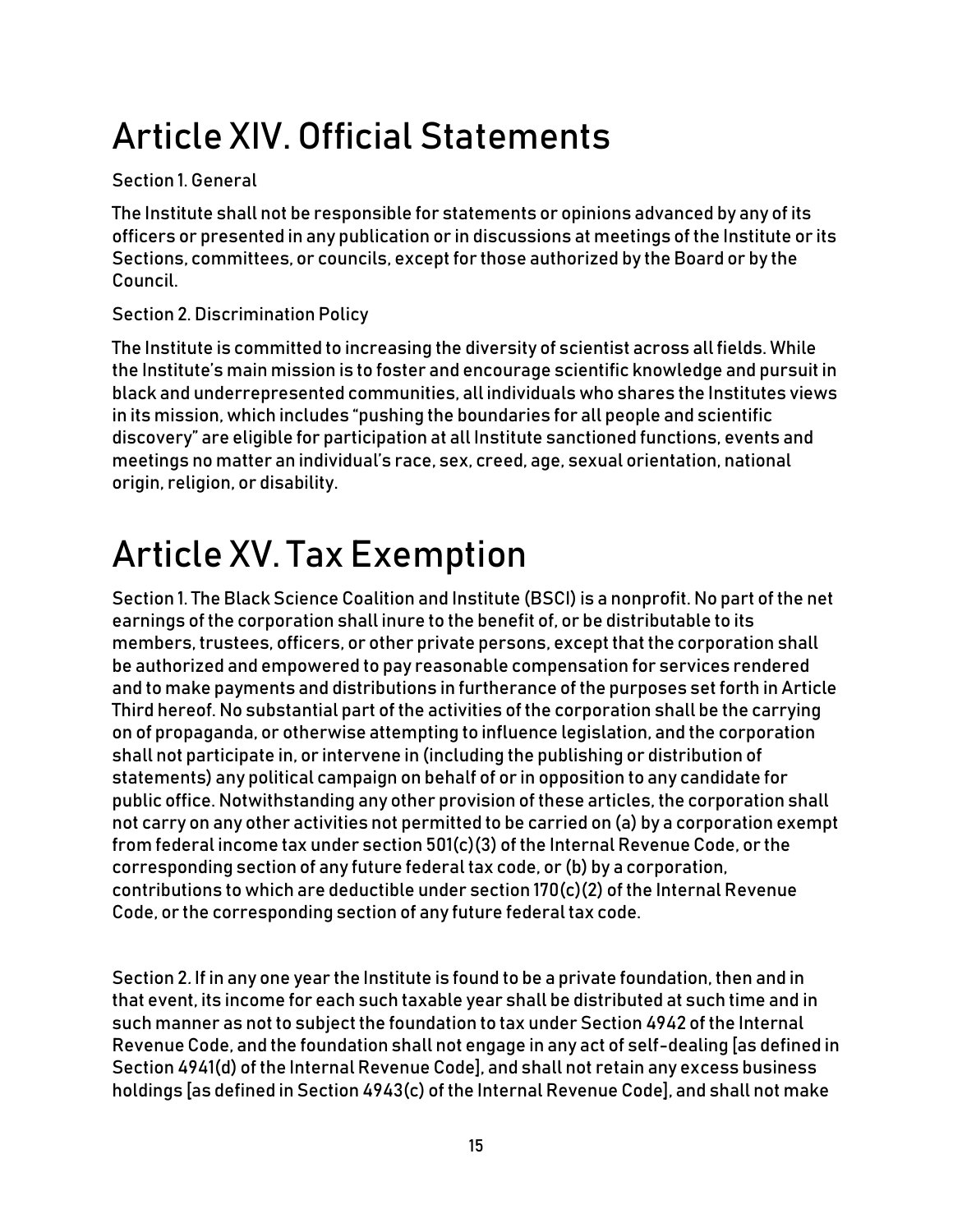# Article XIV. Official Statements

Section 1. General

The Institute shall not be responsible for statements or opinions advanced by any of its officers or presented in any publication or in discussions at meetings of the Institute or its Sections, committees, or councils, except for those authorized by the Board or by the Council.

Section 2. Discrimination Policy

The Institute is committed to increasing the diversity of scientist across all fields. While the Institute's main mission is to foster and encourage scientific knowledge and pursuit in black and underrepresented communities, all individuals who shares the Institutes views in its mission, which includes "pushing the boundaries for all people and scientific discovery" are eligible for participation at all Institute sanctioned functions, events and meetings no matter an individual's race, sex, creed, age, sexual orientation, national origin, religion, or disability.

# Article XV. Tax Exemption

Section 1. The Black Science Coalition and Institute (BSCI) is a nonprofit. No part of the net earnings of the corporation shall inure to the benefit of, or be distributable to its members, trustees, officers, or other private persons, except that the corporation shall be authorized and empowered to pay reasonable compensation for services rendered and to make payments and distributions in furtherance of the purposes set forth in Article Third hereof. No substantial part of the activities of the corporation shall be the carrying on of propaganda, or otherwise attempting to influence legislation, and the corporation shall not participate in, or intervene in (including the publishing or distribution of statements) any political campaign on behalf of or in opposition to any candidate for public office. Notwithstanding any other provision of these articles, the corporation shall not carry on any other activities not permitted to be carried on (a) by a corporation exempt from federal income tax under section 501(c)(3) of the Internal Revenue Code, or the corresponding section of any future federal tax code, or (b) by a corporation, contributions to which are deductible under section 170(c)(2) of the Internal Revenue Code, or the corresponding section of any future federal tax code.

Section 2. If in any one year the Institute is found to be a private foundation, then and in that event, its income for each such taxable year shall be distributed at such time and in such manner as not to subject the foundation to tax under Section 4942 of the Internal Revenue Code, and the foundation shall not engage in any act of self-dealing [as defined in Section 4941(d) of the Internal Revenue Code], and shall not retain any excess business holdings [as defined in Section 4943(c) of the Internal Revenue Code], and shall not make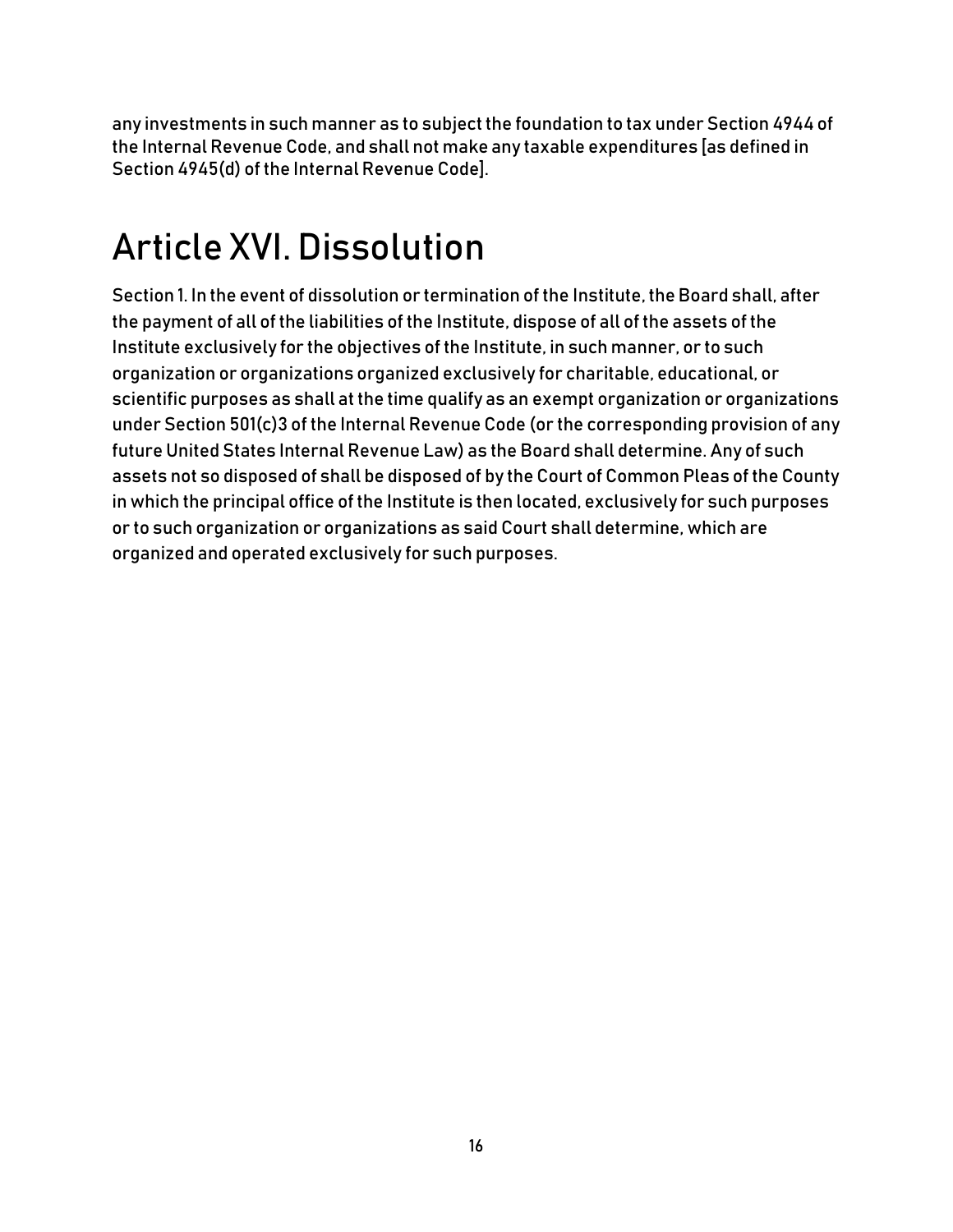any investments in such manner as to subject the foundation to tax under Section 4944 of the Internal Revenue Code, and shall not make any taxable expenditures [as defined in Section 4945(d) of the Internal Revenue Code].

# Article XVI. Dissolution

Section 1. In the event of dissolution or termination of the Institute, the Board shall, after the payment of all of the liabilities of the Institute, dispose of all of the assets of the Institute exclusively for the objectives of the Institute, in such manner, or to such organization or organizations organized exclusively for charitable, educational, or scientific purposes as shall at the time qualify as an exempt organization or organizations under Section 501(c)3 of the Internal Revenue Code (or the corresponding provision of any future United States Internal Revenue Law) as the Board shall determine. Any of such assets not so disposed of shall be disposed of by the Court of Common Pleas of the County in which the principal office of the Institute is then located, exclusively for such purposes or to such organization or organizations as said Court shall determine, which are organized and operated exclusively for such purposes.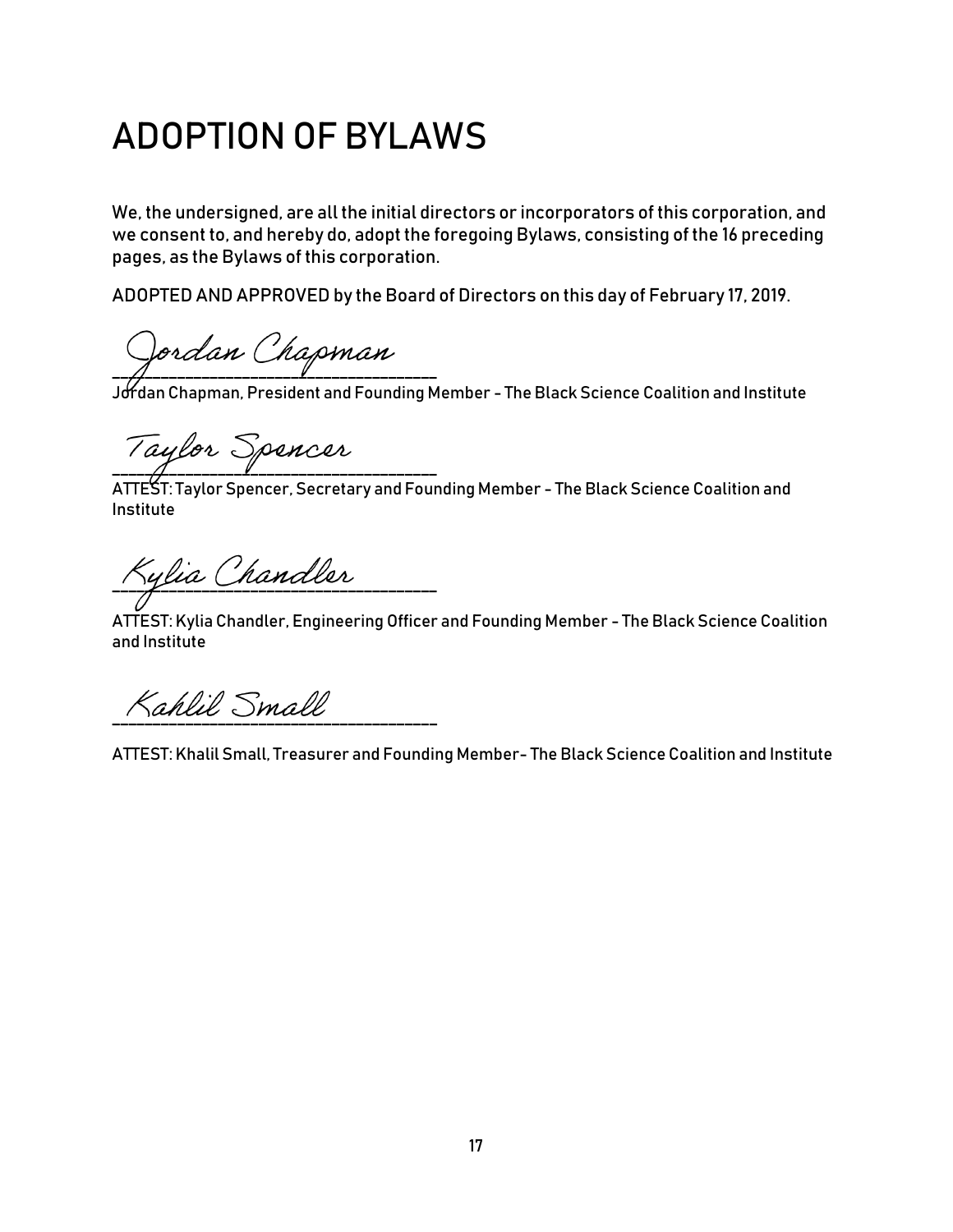# ADOPTION OF BYLAWS

We, the undersigned, are all the initial directors or incorporators of this corporation, and we consent to, and hereby do, adopt the foregoing Bylaws, consisting of the 16 preceding pages, as the Bylaws of this corporation.

ADOPTED AND APPROVED by the Board of Directors on this day of February 17, 2019.

Jordan Chapman
_______________________________________

Jordan Chapman, President and Founding Member - The Black Science Coalition and Institute

Taylor Spencer
_______________________________________

ATTEST: Taylor Spencer, Secretary and Founding Member - The Black Science Coalition and Institute

Kylia Chandler
_______________________________________

ATTEST: Kylia Chandler, Engineering Officer and Founding Member - The Black Science Coalition and Institute

Kahlil Small
_______________________________________

ATTEST: Khalil Small, Treasurer and Founding Member- The Black Science Coalition and Institute